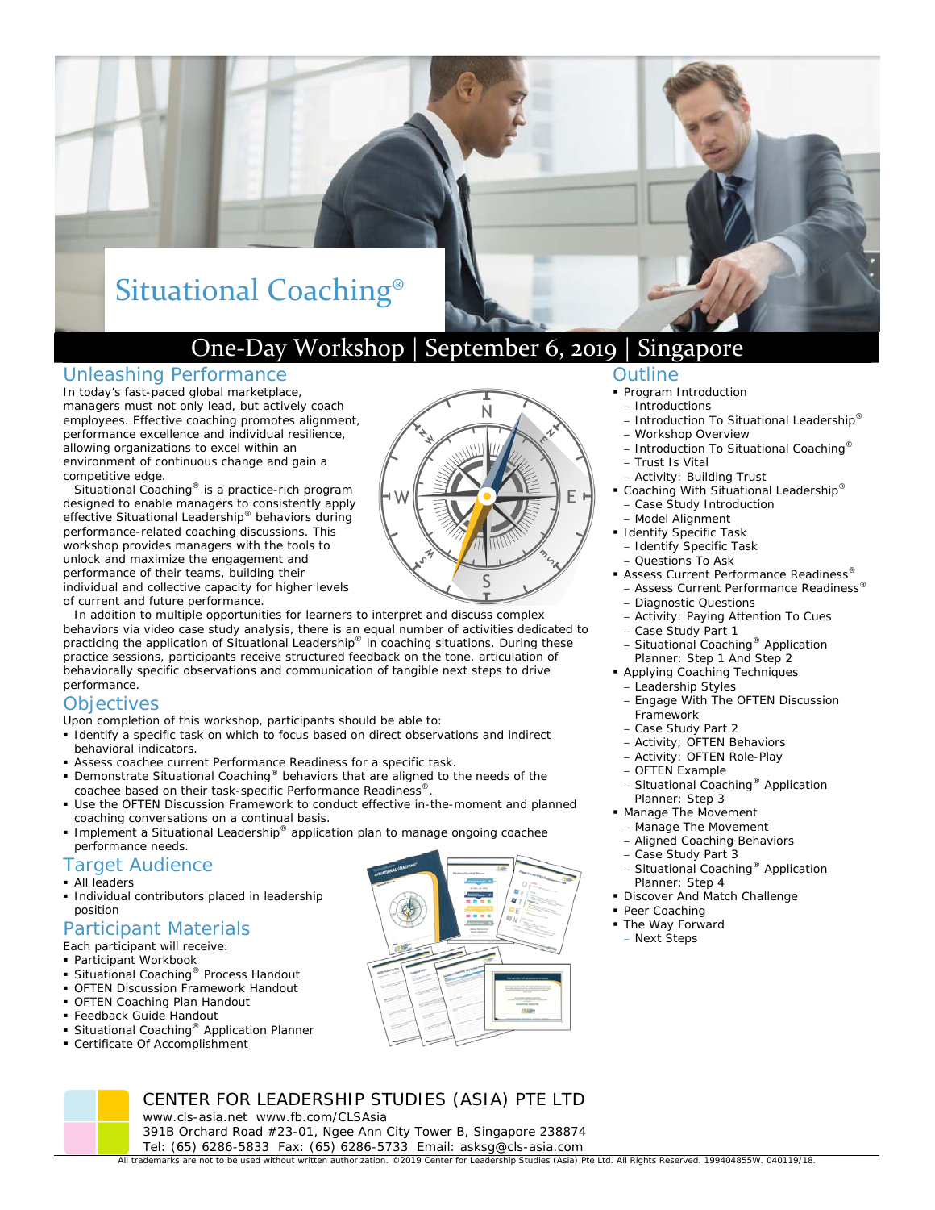# Situational Coaching®

## One-Day Workshop | September 6, 2019 | Singapore

## Unleashing Performance

In today's fast-paced global marketplace, managers must not only lead, but actively coach employees. Effective coaching promotes alignment, performance excellence and individual resilience, allowing organizations to excel within an environment of continuous change and gain a competitive edge.

Situational Coaching® is a practice-rich program designed to enable managers to consistently apply effective Situational Leadership® behaviors during performance-related coaching discussions. This workshop provides managers with the tools to unlock and maximize the engagement and performance of their teams, building their individual and collective capacity for higher levels of current and future performance.

In addition to multiple opportunities for learners to interpret and discuss complex behaviors via video case study analysis, there is an equal number of activities dedicated to practicing the application of Situational Leadership® in coaching situations. During these practice sessions, participants receive structured feedback on the tone, articulation of behaviorally specific observations and communication of tangible next steps to drive performance.

## Objectives

Upon completion of this workshop, participants should be able to:

- Identify a specific task on which to focus based on direct observations and indirect behavioral indicators.
- Assess coachee current Performance Readiness for a specific task.
- Demonstrate Situational Coaching® behaviors that are aligned to the needs of the coachee based on their task-specific Performance Readiness®.
- Use the OFTEN Discussion Framework to conduct effective in-the-moment and planned coaching conversations on a continual basis.
- Implement a Situational Leadership® application plan to manage ongoing coachee performance needs.

## Target Audience

- All leaders
- Individual contributors placed in leadership position

## Participant Materials

Each participant will receive:

- Participant Workbook
- Situational Coaching® Process Handout
- OFTEN Discussion Framework Handout
- OFTEN Coaching Plan Handout
- Feedback Guide Handout
- Situational Coaching® Application Planner
- Certificate Of Accomplishment

## Outline

- Program Introduction
  - Introductions
  - Introduction To Situational Leadership®
  - Workshop Overview
  - Introduction To Situational Coaching®
  - Trust Is Vital
  - Activity: Building Trust
- Coaching With Situational Leadership®
  - Case Study Introduction
  - Model Alignment
- Identify Specific Task
  - Identify Specific Task
  - Questions To Ask
- Assess Current Performance Readiness®
  - Assess Current Performance Readiness®
  - Diagnostic Questions
  - Activity: Paying Attention To Cues
  - Case Study Part 1
  - Situational Coaching® Application Planner: Step 1 And Step 2
- Applying Coaching Techniques
  - Leadership Styles
  - Engage With The OFTEN Discussion Framework
  - Case Study Part 2
  - Activity; OFTEN Behaviors
  - Activity: OFTEN Role-Play
  - OFTEN Example
  - Situational Coaching® Application Planner: Step 3
- Manage The Movement
  - Manage The Movement
  - Aligned Coaching Behaviors
  - Case Study Part 3
  - Situational Coaching® Application Planner: Step 4
- Discover And Match Challenge
- Peer Coaching
- The Way Forward
  - Next Steps

CENTER FOR LEADERSHIP STUDIES (ASIA) PTE LTD
www.cls-asia.net www.fb.com/CLSAsia
391B Orchard Road #23-01, Ngee Ann City Tower B, Singapore 238874
Tel: (65) 6286-5833 Fax: (65) 6286-5733 Email: asksg@cls-asia.com

All trademarks are not to be used without written authorization. ©2019 Center for Leadership Studies (Asia) Pte Ltd. All Rights Reserved. 199404855W. 040119/18.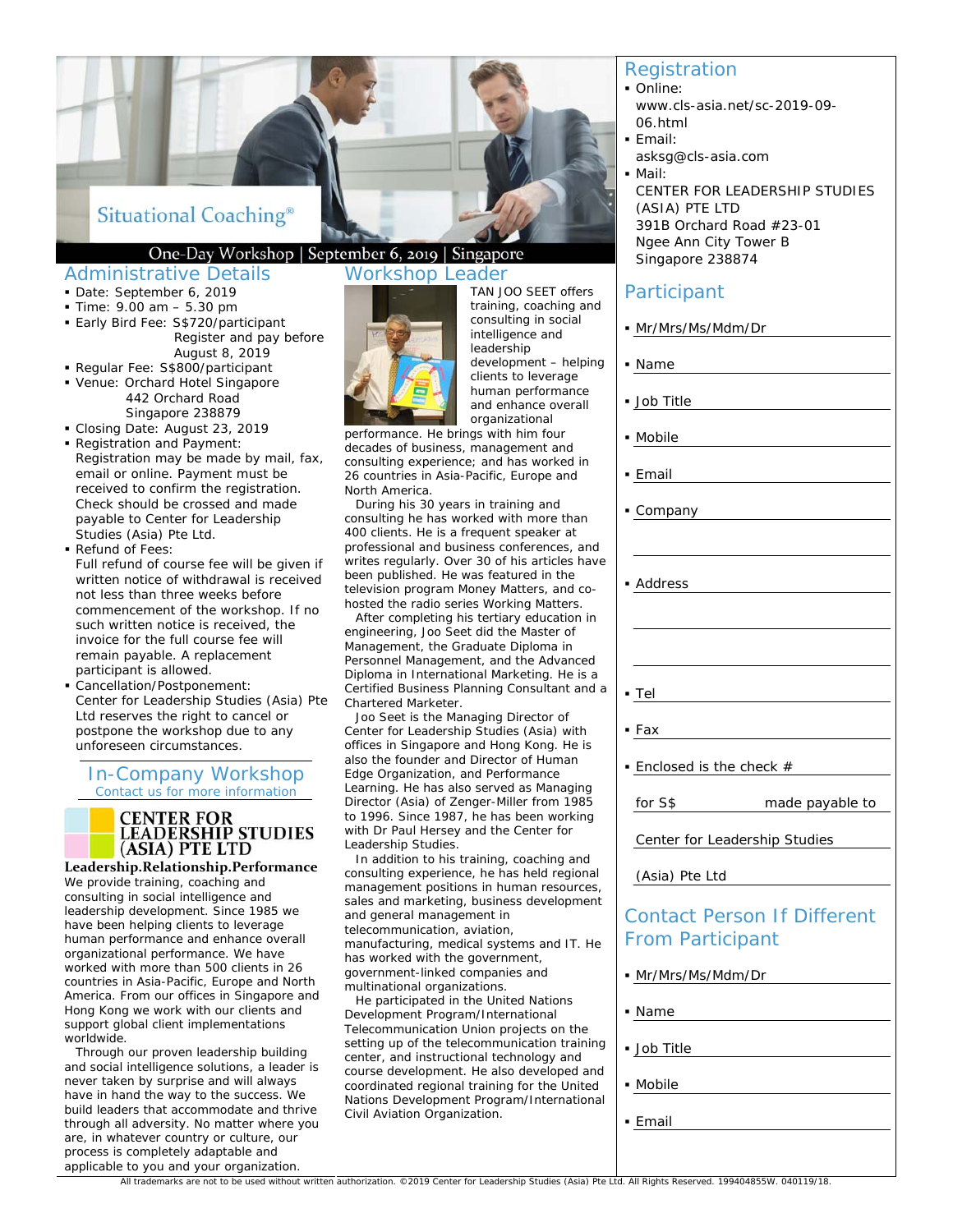Situational Coaching®

One-Day Workshop | September 6, 2019 | Singapore

## Administrative Details

- Date: September 6, 2019
- Time: 9.00 am – 5.30 pm
- Early Bird Fee: S$720/participant
  Register and pay before August 8, 2019
- Regular Fee: S$800/participant
- Venue: Orchard Hotel Singapore
  442 Orchard Road
  Singapore 238879
- Closing Date: August 23, 2019
- Registration and Payment:
  Registration may be made by mail, fax, email or online. Payment must be received to confirm the registration. Check should be crossed and made payable to Center for Leadership Studies (Asia) Pte Ltd.
- Refund of Fees:
  Full refund of course fee will be given if written notice of withdrawal is received not less than three weeks before commencement of the workshop. If no such written notice is received, the invoice for the full course fee will remain payable. A replacement participant is allowed.
- Cancellation/Postponement:
  Center for Leadership Studies (Asia) Pte Ltd reserves the right to cancel or postpone the workshop due to any unforeseen circumstances.

## In-Company Workshop

Contact us for more information

**CENTER FOR LEADERSHIP STUDIES (ASIA) PTE LTD**

**Leadership.Relationship.Performance**

We provide training, coaching and consulting in social intelligence and leadership development. Since 1985 we have been helping clients to leverage human performance and enhance overall organizational performance. We have worked with more than 500 clients in 26 countries in Asia-Pacific, Europe and North America. From our offices in Singapore and Hong Kong we work with our clients and support global client implementations worldwide.

Through our proven leadership building and social intelligence solutions, a leader is never taken by surprise and will always have in hand the way to the success. We build leaders that accommodate and thrive through all adversity. No matter where you are, in whatever country or culture, our process is completely adaptable and applicable to you and your organization.

## Workshop Leader

TAN JOO SEET offers training, coaching and consulting in social intelligence and leadership development – helping clients to leverage human performance and enhance overall organizational performance. He brings with him four decades of business, management and consulting experience; and has worked in 26 countries in Asia-Pacific, Europe and North America.

During his 30 years in training and consulting he has worked with more than 400 clients. He is a frequent speaker at professional and business conferences, and writes regularly. Over 30 of his articles have been published. He was featured in the television program Money Matters, and co-hosted the radio series Working Matters.

After completing his tertiary education in engineering, Joo Seet did the Master of Management, the Graduate Diploma in Personnel Management, and the Advanced Diploma in International Marketing. He is a Certified Business Planning Consultant and a Chartered Marketer.

Joo Seet is the Managing Director of Center for Leadership Studies (Asia) with offices in Singapore and Hong Kong. He is also the founder and Director of Human Edge Organization, and Performance Learning. He has also served as Managing Director (Asia) of Zenger-Miller from 1985 to 1996. Since 1987, he has been working with Dr Paul Hersey and the Center for Leadership Studies.

In addition to his training, coaching and consulting experience, he has held regional management positions in human resources, sales and marketing, business development and general management in telecommunication, aviation, manufacturing, medical systems and IT. He has worked with the government, government-linked companies and multinational organizations.

He participated in the United Nations Development Program/International Telecommunication Union projects on the setting up of the telecommunication training center, and instructional technology and course development. He also developed and coordinated regional training for the United Nations Development Program/International Civil Aviation Organization.

## Registration

- Online:
  www.cls-asia.net/sc-2019-09-06.html
- Email:
  asksg@cls-asia.com
- Mail:
  CENTER FOR LEADERSHIP STUDIES (ASIA) PTE LTD
  391B Orchard Road #23-01
  Ngee Ann City Tower B
  Singapore 238874

## Participant

- Mr/Mrs/Ms/Mdm/Dr ____________
- Name ____________
- Job Title ____________
- Mobile ____________
- Email ____________
- Company ____________
- Address ____________
- Tel ____________
- Fax ____________
- Enclosed is the check # ____________

for S$ ____________ made payable to Center for Leadership Studies (Asia) Pte Ltd

## Contact Person If Different From Participant

- Mr/Mrs/Ms/Mdm/Dr ____________
- Name ____________
- Job Title ____________
- Mobile ____________
- Email ____________

All trademarks are not to be used without written authorization. ©2019 Center for Leadership Studies (Asia) Pte Ltd. All Rights Reserved. 199404855W. 040119/18.